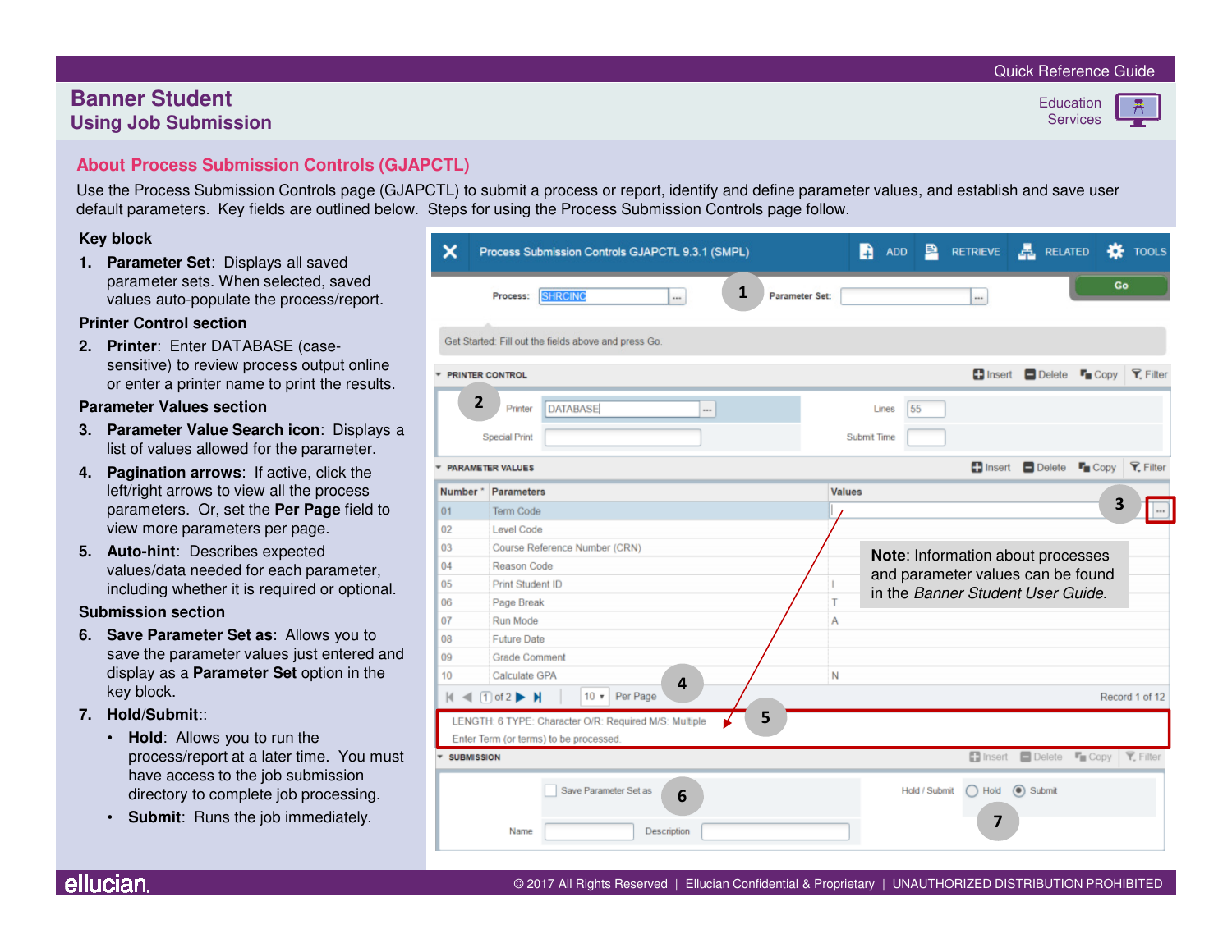Quick Reference Guide

# Banner Student
## Using Job Submission

Education Services

## About Process Submission Controls (GJAPCTL)

Use the Process Submission Controls page (GJAPCTL) to submit a process or report, identify and define parameter values, and establish and save user default parameters. Key fields are outlined below. Steps for using the Process Submission Controls page follow.

**Key block**

1. **Parameter Set**: Displays all saved parameter sets. When selected, saved values auto-populate the process/report.

**Printer Control section**

2. **Printer**: Enter DATABASE (case-sensitive) to review process output online or enter a printer name to print the results.

**Parameter Values section**

3. **Parameter Value Search icon**: Displays a list of values allowed for the parameter.
4. **Pagination arrows**: If active, click the left/right arrows to view all the process parameters. Or, set the **Per Page** field to view more parameters per page.
5. **Auto-hint**: Describes expected values/data needed for each parameter, including whether it is required or optional.

**Submission section**

6. **Save Parameter Set as**: Allows you to save the parameter values just entered and display as a **Parameter Set** option in the key block.
7. **Hold/Submit**::
   - **Hold**: Allows you to run the process/report at a later time. You must have access to the job submission directory to complete job processing.
   - **Submit**: Runs the job immediately.

**Note**: Information about processes and parameter values can be found in the *Banner Student User Guide*.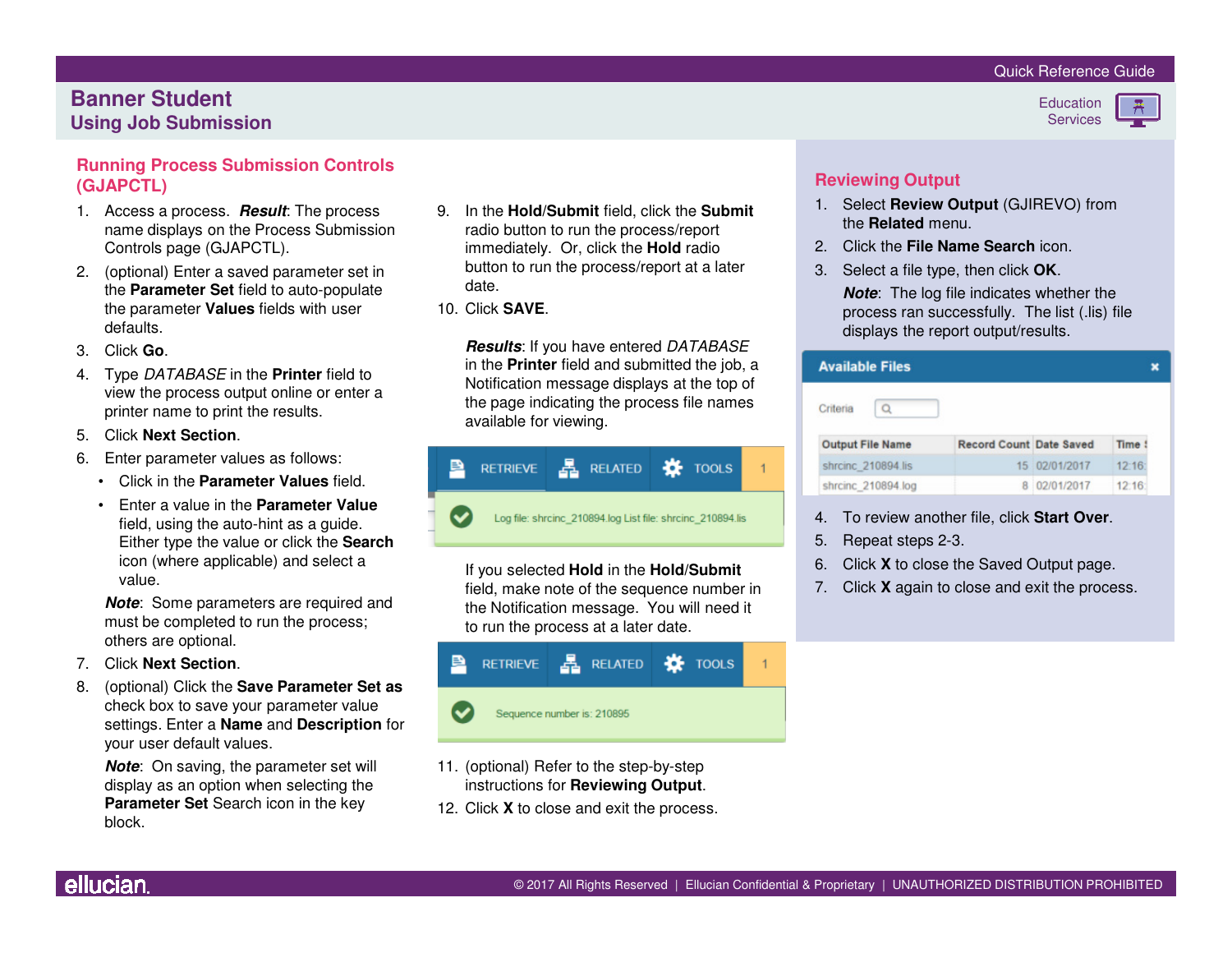# Banner Student
## Using Job Submission

### Running Process Submission Controls (GJAPCTL)

1. Access a process. ***Result***: The process name displays on the Process Submission Controls page (GJAPCTL).
2. (optional) Enter a saved parameter set in the **Parameter Set** field to auto-populate the parameter **Values** fields with user defaults.
3. Click **Go**.
4. Type *DATABASE* in the **Printer** field to view the process output online or enter a printer name to print the results.
5. Click **Next Section**.
6. Enter parameter values as follows:
   - Click in the **Parameter Values** field.
   - Enter a value in the **Parameter Value** field, using the auto-hint as a guide. Either type the value or click the **Search** icon (where applicable) and select a value.

   ***Note***: Some parameters are required and must be completed to run the process; others are optional.
7. Click **Next Section**.
8. (optional) Click the **Save Parameter Set as** check box to save your parameter value settings. Enter a **Name** and **Description** for your user default values.

   ***Note***: On saving, the parameter set will display as an option when selecting the **Parameter Set** Search icon in the key block.
9. In the **Hold/Submit** field, click the **Submit** radio button to run the process/report immediately. Or, click the **Hold** radio button to run the process/report at a later date.
10. Click **SAVE**.

    ***Results***: If you have entered *DATABASE* in the **Printer** field and submitted the job, a Notification message displays at the top of the page indicating the process file names available for viewing.

    RETRIEVE RELATED TOOLS 1

    Log file: shrcinc_210894.log List file: shrcinc_210894.lis

    If you selected **Hold** in the **Hold/Submit** field, make note of the sequence number in the Notification message. You will need it to run the process at a later date.

    RETRIEVE RELATED TOOLS 1

    Sequence number is: 210895
11. (optional) Refer to the step-by-step instructions for **Reviewing Output**.
12. Click **X** to close and exit the process.

### Reviewing Output

1. Select **Review Output** (GJIREVO) from the **Related** menu.
2. Click the **File Name Search** icon.
3. Select a file type, then click **OK**.

   ***Note***: The log file indicates whether the process ran successfully. The list (.lis) file displays the report output/results.

   **Available Files**

   Criteria

   | Output File Name | Record Count | Date Saved | Time S |
   |---|---|---|---|
   | shrcinc_210894.lis | 15 | 02/01/2017 | 12:16: |
   | shrcinc_210894.log | 8 | 02/01/2017 | 12:16: |
4. To review another file, click **Start Over**.
5. Repeat steps 2-3.
6. Click **X** to close the Saved Output page.
7. Click **X** again to close and exit the process.